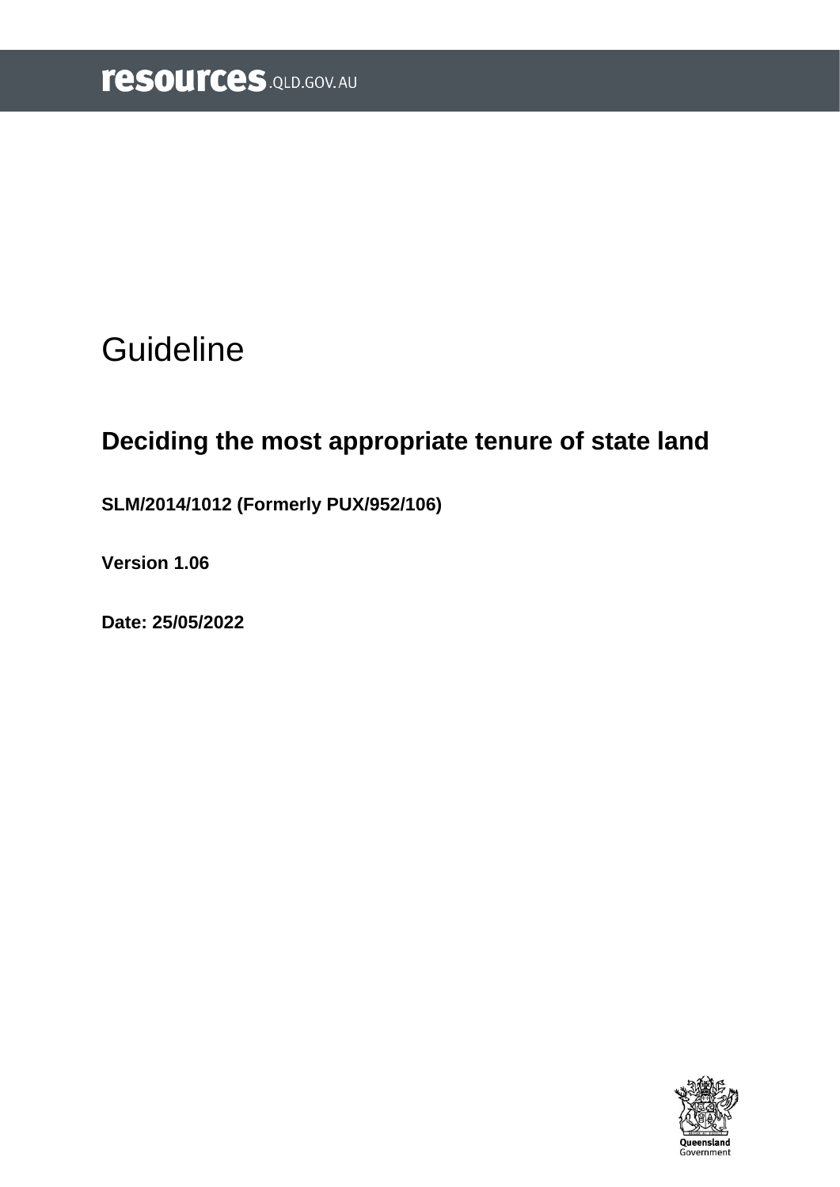resources.QLD.GOV.AU

# Guideline

## Deciding the most appropriate tenure of state land

**SLM/2014/1012 (Formerly PUX/952/106)**

**Version 1.06**

**Date: 25/05/2022**

Queensland Government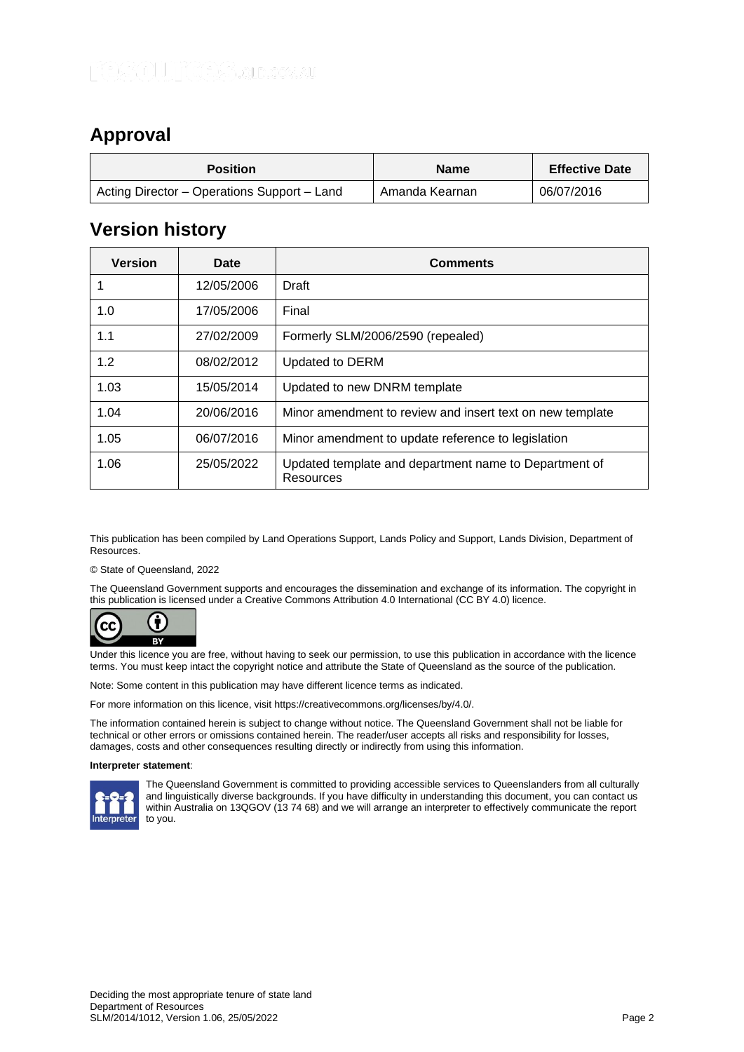## Approval

| Position | Name | Effective Date |
| --- | --- | --- |
| Acting Director – Operations Support – Land | Amanda Kearnan | 06/07/2016 |

## Version history

| Version | Date | Comments |
| --- | --- | --- |
| 1 | 12/05/2006 | Draft |
| 1.0 | 17/05/2006 | Final |
| 1.1 | 27/02/2009 | Formerly SLM/2006/2590 (repealed) |
| 1.2 | 08/02/2012 | Updated to DERM |
| 1.03 | 15/05/2014 | Updated to new DNRM template |
| 1.04 | 20/06/2016 | Minor amendment to review and insert text on new template |
| 1.05 | 06/07/2016 | Minor amendment to update reference to legislation |
| 1.06 | 25/05/2022 | Updated template and department name to Department of Resources |

This publication has been compiled by Land Operations Support, Lands Policy and Support, Lands Division, Department of Resources.

© State of Queensland, 2022

The Queensland Government supports and encourages the dissemination and exchange of its information. The copyright in this publication is licensed under a Creative Commons Attribution 4.0 International (CC BY 4.0) licence.

Under this licence you are free, without having to seek our permission, to use this publication in accordance with the licence terms. You must keep intact the copyright notice and attribute the State of Queensland as the source of the publication.

Note: Some content in this publication may have different licence terms as indicated.

For more information on this licence, visit https://creativecommons.org/licenses/by/4.0/.

The information contained herein is subject to change without notice. The Queensland Government shall not be liable for technical or other errors or omissions contained herein. The reader/user accepts all risks and responsibility for losses, damages, costs and other consequences resulting directly or indirectly from using this information.

**Interpreter statement**:

The Queensland Government is committed to providing accessible services to Queenslanders from all culturally and linguistically diverse backgrounds. If you have difficulty in understanding this document, you can contact us within Australia on 13QGOV (13 74 68) and we will arrange an interpreter to effectively communicate the report to you.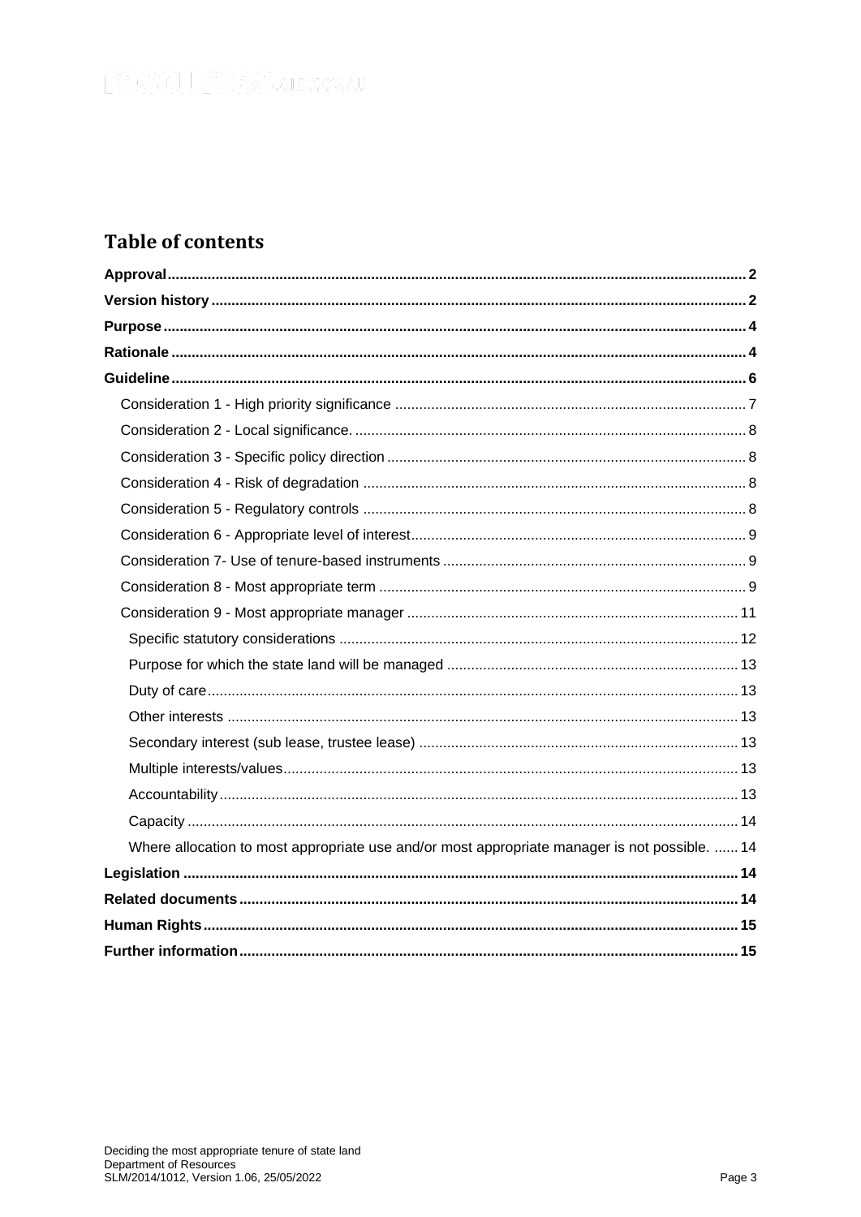# Table of contents

- **Approval** ... 2
- **Version history** ... 2
- **Purpose** ... 4
- **Rationale** ... 4
- **Guideline** ... 6
  - Consideration 1 - High priority significance ... 7
  - Consideration 2 - Local significance. ... 8
  - Consideration 3 - Specific policy direction ... 8
  - Consideration 4 - Risk of degradation ... 8
  - Consideration 5 - Regulatory controls ... 8
  - Consideration 6 - Appropriate level of interest ... 9
  - Consideration 7- Use of tenure-based instruments ... 9
  - Consideration 8 - Most appropriate term ... 9
  - Consideration 9 - Most appropriate manager ... 11
    - Specific statutory considerations ... 12
    - Purpose for which the state land will be managed ... 13
    - Duty of care ... 13
    - Other interests ... 13
    - Secondary interest (sub lease, trustee lease) ... 13
    - Multiple interests/values ... 13
    - Accountability ... 13
    - Capacity ... 14
    - Where allocation to most appropriate use and/or most appropriate manager is not possible. ... 14
- **Legislation** ... 14
- **Related documents** ... 14
- **Human Rights** ... 15
- **Further information** ... 15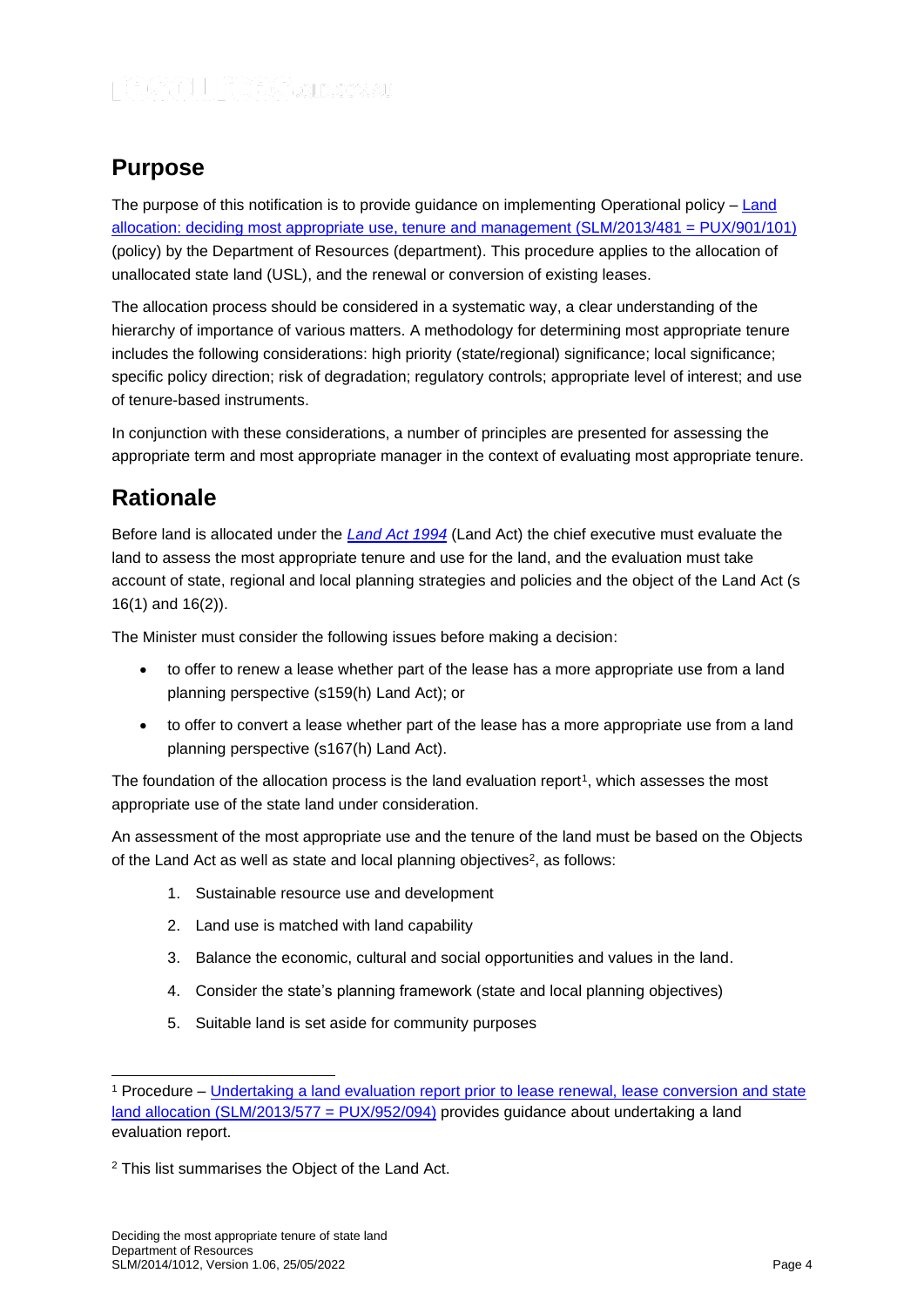## Purpose

The purpose of this notification is to provide guidance on implementing Operational policy – [Land allocation: deciding most appropriate use, tenure and management (SLM/2013/481 = PUX/901/101)]() (policy) by the Department of Resources (department). This procedure applies to the allocation of unallocated state land (USL), and the renewal or conversion of existing leases.

The allocation process should be considered in a systematic way, a clear understanding of the hierarchy of importance of various matters. A methodology for determining most appropriate tenure includes the following considerations: high priority (state/regional) significance; local significance; specific policy direction; risk of degradation; regulatory controls; appropriate level of interest; and use of tenure-based instruments.

In conjunction with these considerations, a number of principles are presented for assessing the appropriate term and most appropriate manager in the context of evaluating most appropriate tenure.

## Rationale

Before land is allocated under the *[Land Act 1994]()* (Land Act) the chief executive must evaluate the land to assess the most appropriate tenure and use for the land, and the evaluation must take account of state, regional and local planning strategies and policies and the object of the Land Act (s 16(1) and 16(2)).

The Minister must consider the following issues before making a decision:

- to offer to renew a lease whether part of the lease has a more appropriate use from a land planning perspective (s159(h) Land Act); or
- to offer to convert a lease whether part of the lease has a more appropriate use from a land planning perspective (s167(h) Land Act).

The foundation of the allocation process is the land evaluation report[1], which assesses the most appropriate use of the state land under consideration.

An assessment of the most appropriate use and the tenure of the land must be based on the Objects of the Land Act as well as state and local planning objectives[2], as follows:

1. Sustainable resource use and development
2. Land use is matched with land capability
3. Balance the economic, cultural and social opportunities and values in the land.
4. Consider the state's planning framework (state and local planning objectives)
5. Suitable land is set aside for community purposes

---

[1] Procedure – [Undertaking a land evaluation report prior to lease renewal, lease conversion and state land allocation (SLM/2013/577 = PUX/952/094)]() provides guidance about undertaking a land evaluation report.

[2] This list summarises the Object of the Land Act.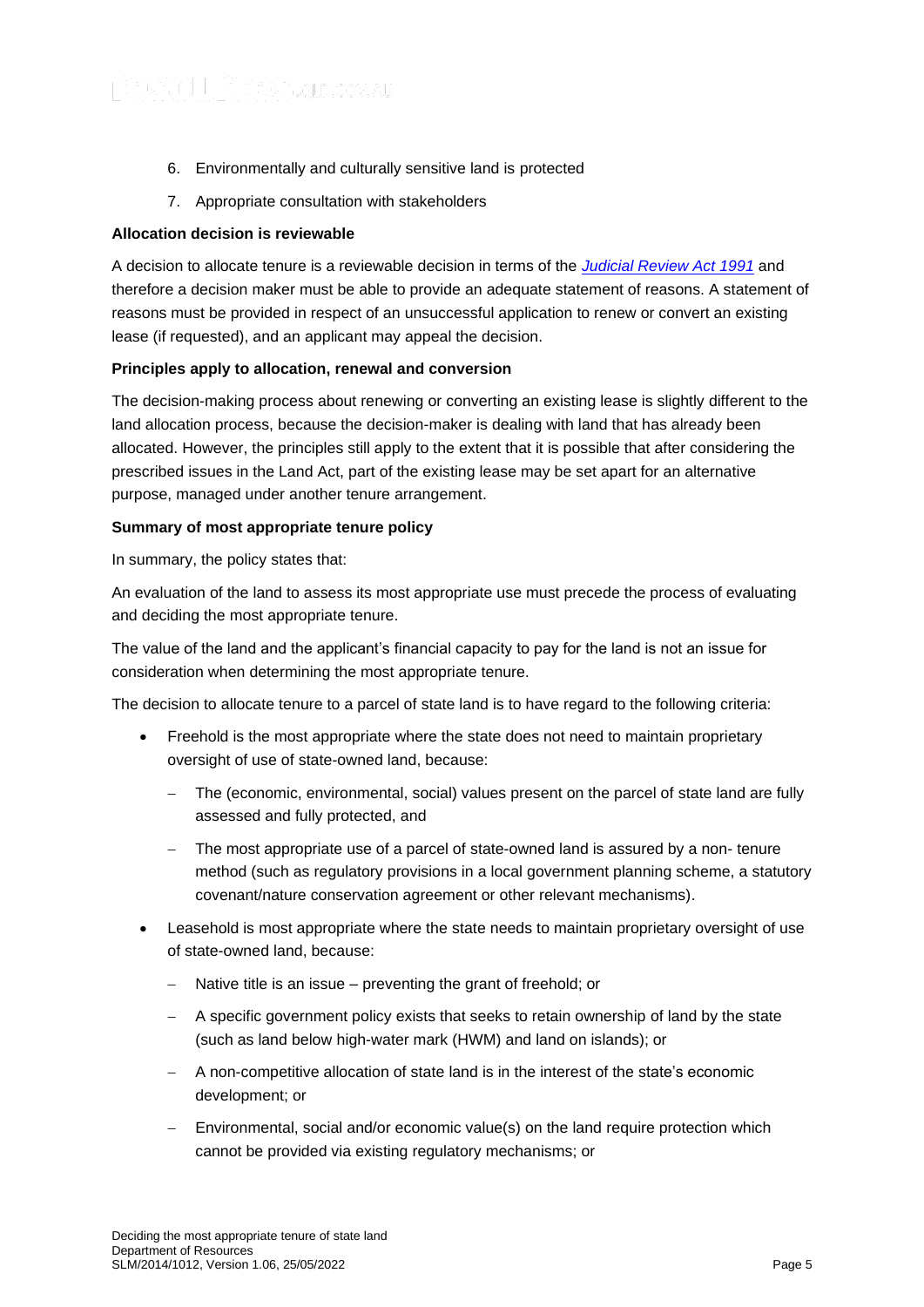6. Environmentally and culturally sensitive land is protected
7. Appropriate consultation with stakeholders

**Allocation decision is reviewable**

A decision to allocate tenure is a reviewable decision in terms of the *Judicial Review Act 1991* and therefore a decision maker must be able to provide an adequate statement of reasons. A statement of reasons must be provided in respect of an unsuccessful application to renew or convert an existing lease (if requested), and an applicant may appeal the decision.

**Principles apply to allocation, renewal and conversion**

The decision-making process about renewing or converting an existing lease is slightly different to the land allocation process, because the decision-maker is dealing with land that has already been allocated. However, the principles still apply to the extent that it is possible that after considering the prescribed issues in the Land Act, part of the existing lease may be set apart for an alternative purpose, managed under another tenure arrangement.

**Summary of most appropriate tenure policy**

In summary, the policy states that:

An evaluation of the land to assess its most appropriate use must precede the process of evaluating and deciding the most appropriate tenure.

The value of the land and the applicant's financial capacity to pay for the land is not an issue for consideration when determining the most appropriate tenure.

The decision to allocate tenure to a parcel of state land is to have regard to the following criteria:

- Freehold is the most appropriate where the state does not need to maintain proprietary oversight of use of state-owned land, because:
  - The (economic, environmental, social) values present on the parcel of state land are fully assessed and fully protected, and
  - The most appropriate use of a parcel of state-owned land is assured by a non- tenure method (such as regulatory provisions in a local government planning scheme, a statutory covenant/nature conservation agreement or other relevant mechanisms).
- Leasehold is most appropriate where the state needs to maintain proprietary oversight of use of state-owned land, because:
  - Native title is an issue – preventing the grant of freehold; or
  - A specific government policy exists that seeks to retain ownership of land by the state (such as land below high-water mark (HWM) and land on islands); or
  - A non-competitive allocation of state land is in the interest of the state's economic development; or
  - Environmental, social and/or economic value(s) on the land require protection which cannot be provided via existing regulatory mechanisms; or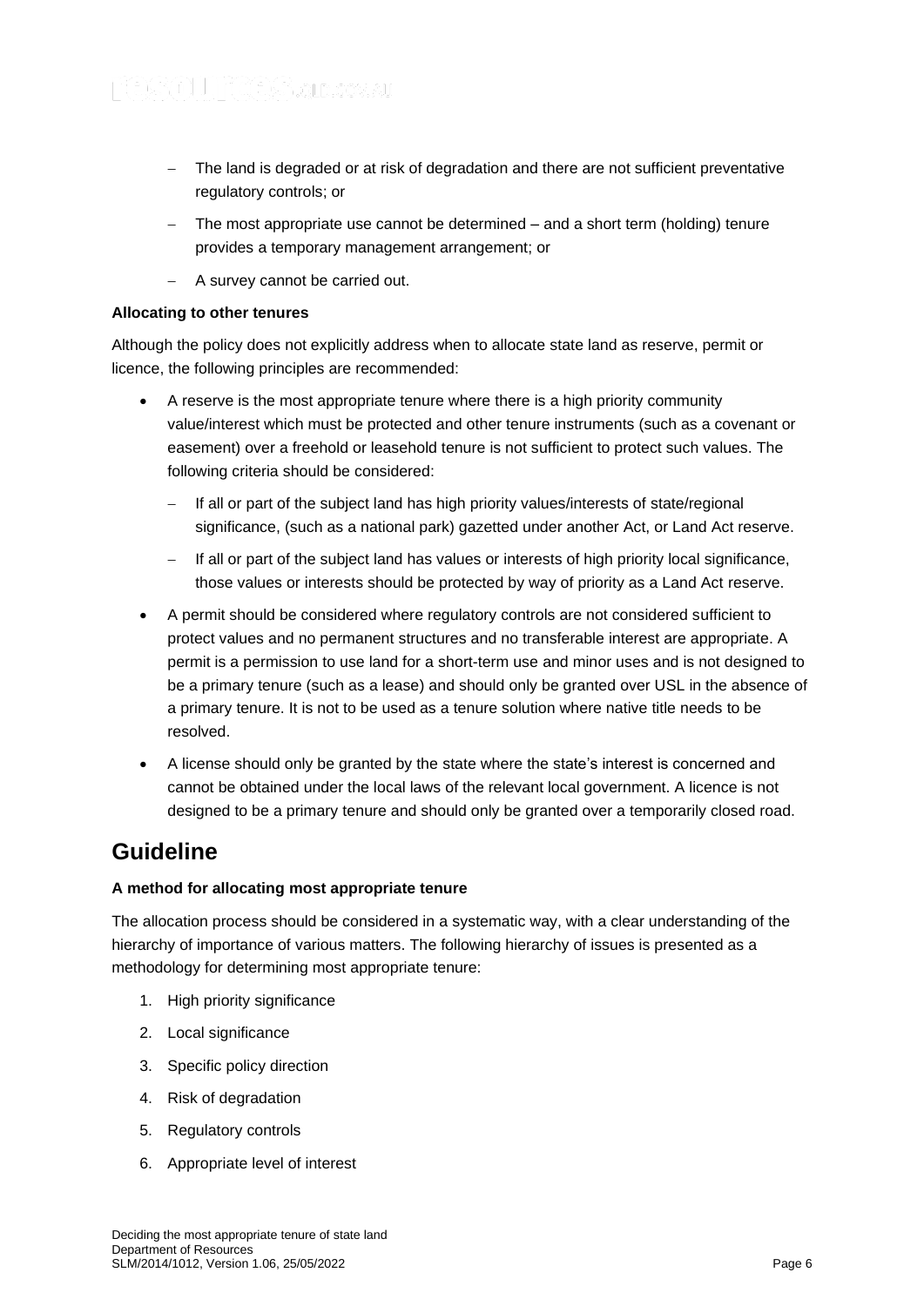- The land is degraded or at risk of degradation and there are not sufficient preventative regulatory controls; or
- The most appropriate use cannot be determined – and a short term (holding) tenure provides a temporary management arrangement; or
- A survey cannot be carried out.

**Allocating to other tenures**

Although the policy does not explicitly address when to allocate state land as reserve, permit or licence, the following principles are recommended:

- A reserve is the most appropriate tenure where there is a high priority community value/interest which must be protected and other tenure instruments (such as a covenant or easement) over a freehold or leasehold tenure is not sufficient to protect such values. The following criteria should be considered:
  - If all or part of the subject land has high priority values/interests of state/regional significance, (such as a national park) gazetted under another Act, or Land Act reserve.
  - If all or part of the subject land has values or interests of high priority local significance, those values or interests should be protected by way of priority as a Land Act reserve.
- A permit should be considered where regulatory controls are not considered sufficient to protect values and no permanent structures and no transferable interest are appropriate. A permit is a permission to use land for a short-term use and minor uses and is not designed to be a primary tenure (such as a lease) and should only be granted over USL in the absence of a primary tenure. It is not to be used as a tenure solution where native title needs to be resolved.
- A license should only be granted by the state where the state's interest is concerned and cannot be obtained under the local laws of the relevant local government. A licence is not designed to be a primary tenure and should only be granted over a temporarily closed road.

## Guideline

**A method for allocating most appropriate tenure**

The allocation process should be considered in a systematic way, with a clear understanding of the hierarchy of importance of various matters. The following hierarchy of issues is presented as a methodology for determining most appropriate tenure:

1. High priority significance
2. Local significance
3. Specific policy direction
4. Risk of degradation
5. Regulatory controls
6. Appropriate level of interest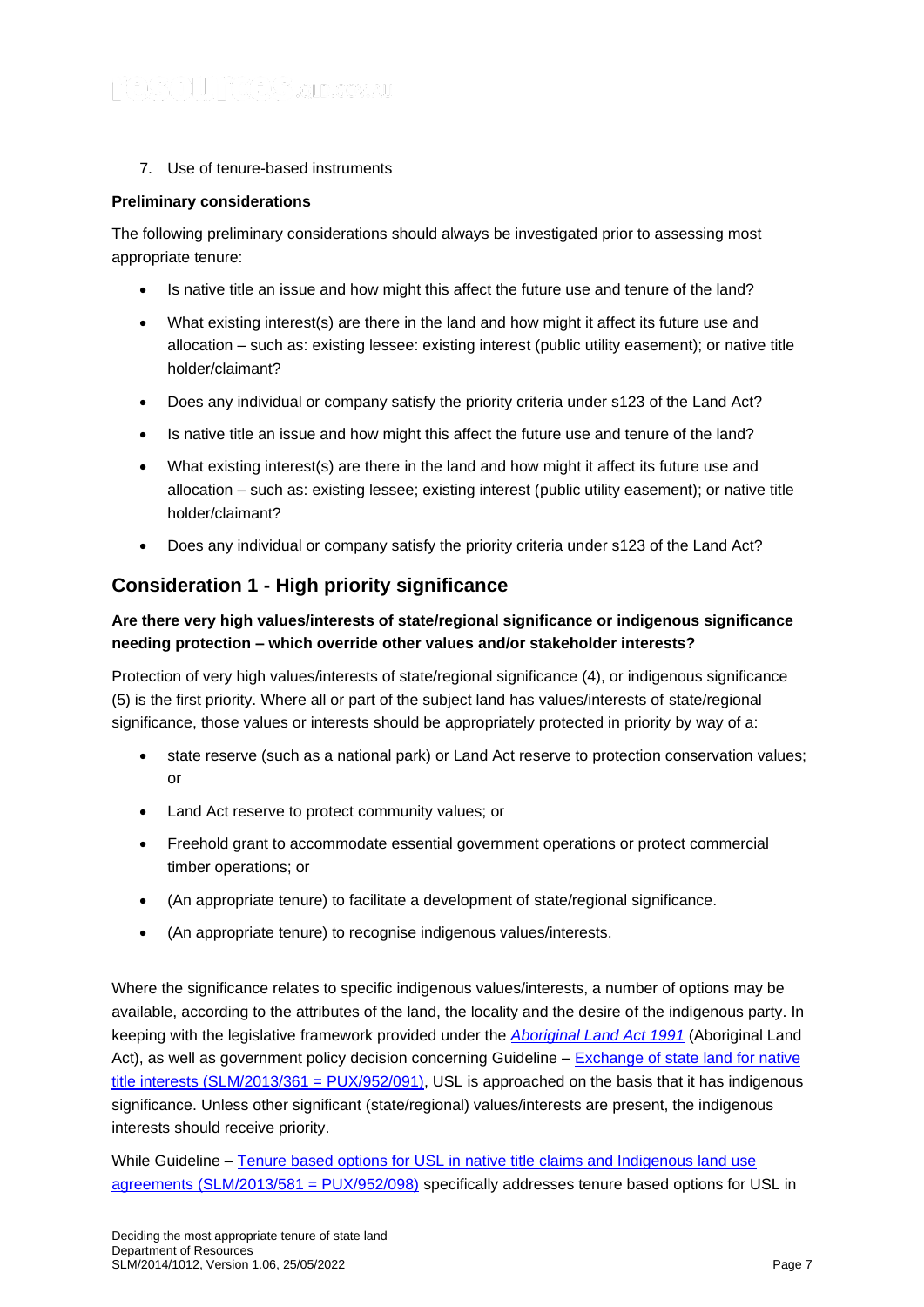7. Use of tenure-based instruments

**Preliminary considerations**

The following preliminary considerations should always be investigated prior to assessing most appropriate tenure:

- Is native title an issue and how might this affect the future use and tenure of the land?
- What existing interest(s) are there in the land and how might it affect its future use and allocation – such as: existing lessee: existing interest (public utility easement); or native title holder/claimant?
- Does any individual or company satisfy the priority criteria under s123 of the Land Act?
- Is native title an issue and how might this affect the future use and tenure of the land?
- What existing interest(s) are there in the land and how might it affect its future use and allocation – such as: existing lessee; existing interest (public utility easement); or native title holder/claimant?
- Does any individual or company satisfy the priority criteria under s123 of the Land Act?

## Consideration 1 - High priority significance

**Are there very high values/interests of state/regional significance or indigenous significance needing protection – which override other values and/or stakeholder interests?**

Protection of very high values/interests of state/regional significance (4), or indigenous significance (5) is the first priority. Where all or part of the subject land has values/interests of state/regional significance, those values or interests should be appropriately protected in priority by way of a:

- state reserve (such as a national park) or Land Act reserve to protection conservation values; or
- Land Act reserve to protect community values; or
- Freehold grant to accommodate essential government operations or protect commercial timber operations; or
- (An appropriate tenure) to facilitate a development of state/regional significance.
- (An appropriate tenure) to recognise indigenous values/interests.

Where the significance relates to specific indigenous values/interests, a number of options may be available, according to the attributes of the land, the locality and the desire of the indigenous party. In keeping with the legislative framework provided under the *Aboriginal Land Act 1991* (Aboriginal Land Act), as well as government policy decision concerning Guideline – Exchange of state land for native title interests (SLM/2013/361 = PUX/952/091), USL is approached on the basis that it has indigenous significance. Unless other significant (state/regional) values/interests are present, the indigenous interests should receive priority.

While Guideline – Tenure based options for USL in native title claims and Indigenous land use agreements (SLM/2013/581 = PUX/952/098) specifically addresses tenure based options for USL in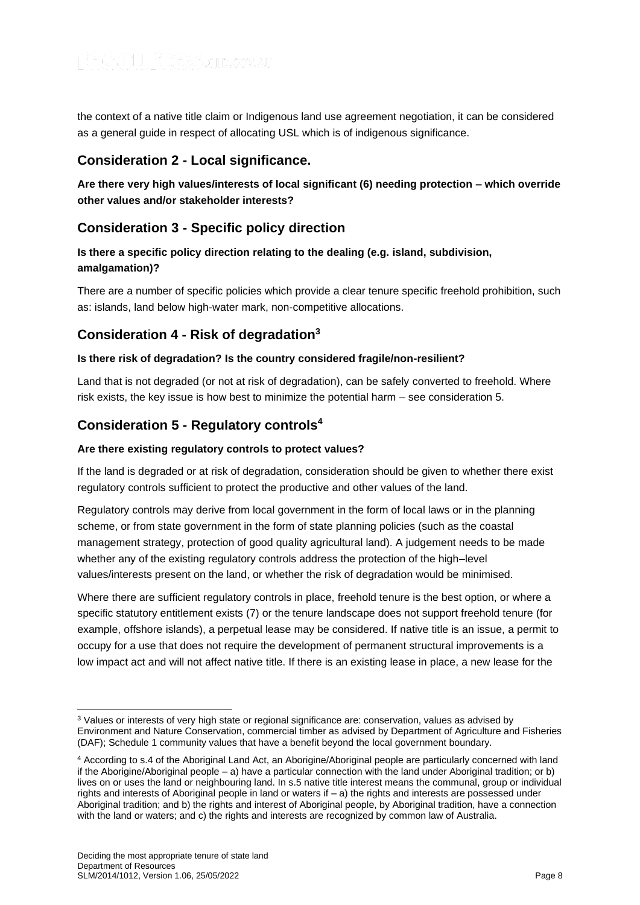the context of a native title claim or Indigenous land use agreement negotiation, it can be considered as a general guide in respect of allocating USL which is of indigenous significance.

## Consideration 2 - Local significance.

**Are there very high values/interests of local significant (6) needing protection – which override other values and/or stakeholder interests?**

## Consideration 3 - Specific policy direction

**Is there a specific policy direction relating to the dealing (e.g. island, subdivision, amalgamation)?**

There are a number of specific policies which provide a clear tenure specific freehold prohibition, such as: islands, land below high-water mark, non-competitive allocations.

## Consideration 4 - Risk of degradation[3]

**Is there risk of degradation? Is the country considered fragile/non-resilient?**

Land that is not degraded (or not at risk of degradation), can be safely converted to freehold. Where risk exists, the key issue is how best to minimize the potential harm – see consideration 5.

## Consideration 5 - Regulatory controls[4]

**Are there existing regulatory controls to protect values?**

If the land is degraded or at risk of degradation, consideration should be given to whether there exist regulatory controls sufficient to protect the productive and other values of the land.

Regulatory controls may derive from local government in the form of local laws or in the planning scheme, or from state government in the form of state planning policies (such as the coastal management strategy, protection of good quality agricultural land). A judgement needs to be made whether any of the existing regulatory controls address the protection of the high–level values/interests present on the land, or whether the risk of degradation would be minimised.

Where there are sufficient regulatory controls in place, freehold tenure is the best option, or where a specific statutory entitlement exists (7) or the tenure landscape does not support freehold tenure (for example, offshore islands), a perpetual lease may be considered. If native title is an issue, a permit to occupy for a use that does not require the development of permanent structural improvements is a low impact act and will not affect native title. If there is an existing lease in place, a new lease for the

---

[3] Values or interests of very high state or regional significance are: conservation, values as advised by Environment and Nature Conservation, commercial timber as advised by Department of Agriculture and Fisheries (DAF); Schedule 1 community values that have a benefit beyond the local government boundary.

[4] According to s.4 of the Aboriginal Land Act, an Aborigine/Aboriginal people are particularly concerned with land if the Aborigine/Aboriginal people – a) have a particular connection with the land under Aboriginal tradition; or b) lives on or uses the land or neighbouring land. In s.5 native title interest means the communal, group or individual rights and interests of Aboriginal people in land or waters if – a) the rights and interests are possessed under Aboriginal tradition; and b) the rights and interest of Aboriginal people, by Aboriginal tradition, have a connection with the land or waters; and c) the rights and interests are recognized by common law of Australia.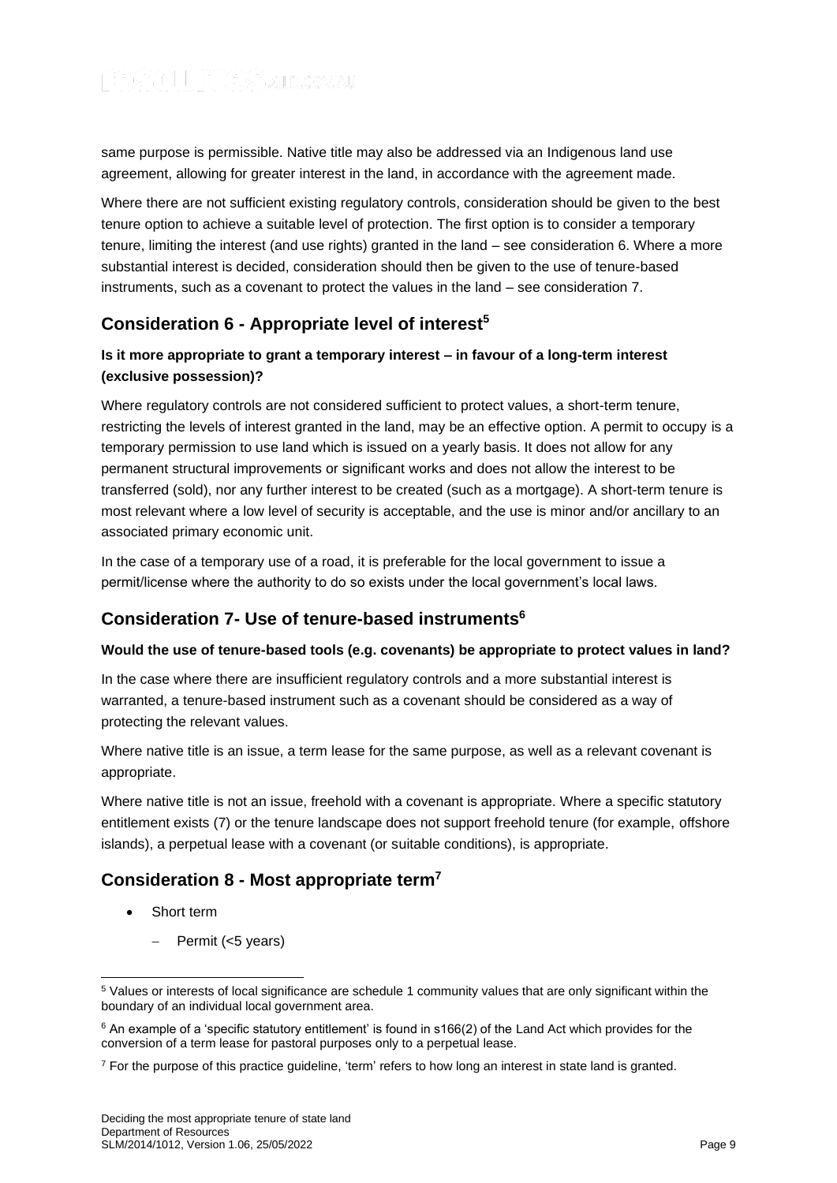same purpose is permissible. Native title may also be addressed via an Indigenous land use agreement, allowing for greater interest in the land, in accordance with the agreement made.

Where there are not sufficient existing regulatory controls, consideration should be given to the best tenure option to achieve a suitable level of protection. The first option is to consider a temporary tenure, limiting the interest (and use rights) granted in the land – see consideration 6. Where a more substantial interest is decided, consideration should then be given to the use of tenure-based instruments, such as a covenant to protect the values in the land – see consideration 7.

## Consideration 6 - Appropriate level of interest[5]

**Is it more appropriate to grant a temporary interest – in favour of a long-term interest (exclusive possession)?**

Where regulatory controls are not considered sufficient to protect values, a short-term tenure, restricting the levels of interest granted in the land, may be an effective option. A permit to occupy is a temporary permission to use land which is issued on a yearly basis. It does not allow for any permanent structural improvements or significant works and does not allow the interest to be transferred (sold), nor any further interest to be created (such as a mortgage). A short-term tenure is most relevant where a low level of security is acceptable, and the use is minor and/or ancillary to an associated primary economic unit.

In the case of a temporary use of a road, it is preferable for the local government to issue a permit/license where the authority to do so exists under the local government's local laws.

## Consideration 7- Use of tenure-based instruments[6]

**Would the use of tenure-based tools (e.g. covenants) be appropriate to protect values in land?**

In the case where there are insufficient regulatory controls and a more substantial interest is warranted, a tenure-based instrument such as a covenant should be considered as a way of protecting the relevant values.

Where native title is an issue, a term lease for the same purpose, as well as a relevant covenant is appropriate.

Where native title is not an issue, freehold with a covenant is appropriate. Where a specific statutory entitlement exists (7) or the tenure landscape does not support freehold tenure (for example, offshore islands), a perpetual lease with a covenant (or suitable conditions), is appropriate.

## Consideration 8 - Most appropriate term[7]

- Short term
  - Permit (<5 years)

---

[5] Values or interests of local significance are schedule 1 community values that are only significant within the boundary of an individual local government area.

[6] An example of a 'specific statutory entitlement' is found in s166(2) of the Land Act which provides for the conversion of a term lease for pastoral purposes only to a perpetual lease.

[7] For the purpose of this practice guideline, 'term' refers to how long an interest in state land is granted.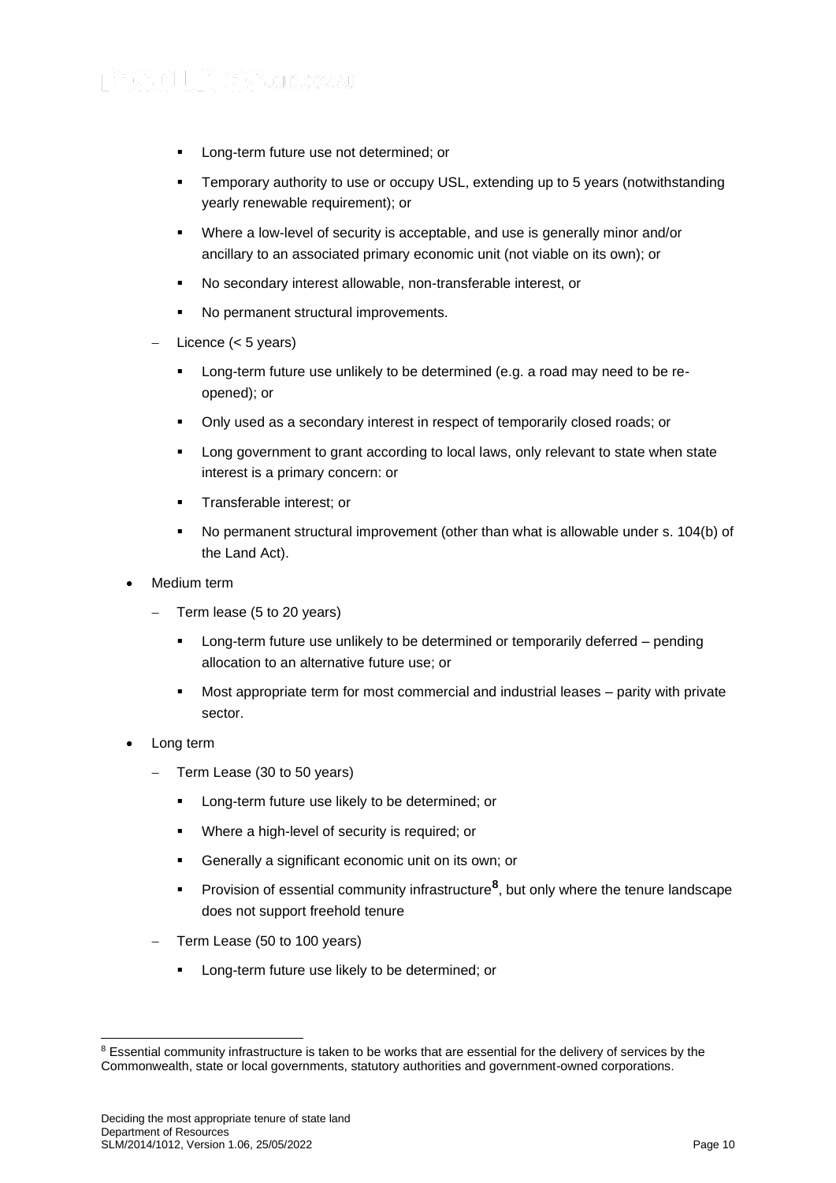- Long-term future use not determined; or
    - Temporary authority to use or occupy USL, extending up to 5 years (notwithstanding yearly renewable requirement); or
    - Where a low-level of security is acceptable, and use is generally minor and/or ancillary to an associated primary economic unit (not viable on its own); or
    - No secondary interest allowable, non-transferable interest, or
    - No permanent structural improvements.
  - Licence (< 5 years)
    - Long-term future use unlikely to be determined (e.g. a road may need to be re-opened); or
    - Only used as a secondary interest in respect of temporarily closed roads; or
    - Long government to grant according to local laws, only relevant to state when state interest is a primary concern: or
    - Transferable interest; or
    - No permanent structural improvement (other than what is allowable under s. 104(b) of the Land Act).
- Medium term
  - Term lease (5 to 20 years)
    - Long-term future use unlikely to be determined or temporarily deferred – pending allocation to an alternative future use; or
    - Most appropriate term for most commercial and industrial leases – parity with private sector.
- Long term
  - Term Lease (30 to 50 years)
    - Long-term future use likely to be determined; or
    - Where a high-level of security is required; or
    - Generally a significant economic unit on its own; or
    - Provision of essential community infrastructure[8], but only where the tenure landscape does not support freehold tenure
  - Term Lease (50 to 100 years)
    - Long-term future use likely to be determined; or

[8] Essential community infrastructure is taken to be works that are essential for the delivery of services by the Commonwealth, state or local governments, statutory authorities and government-owned corporations.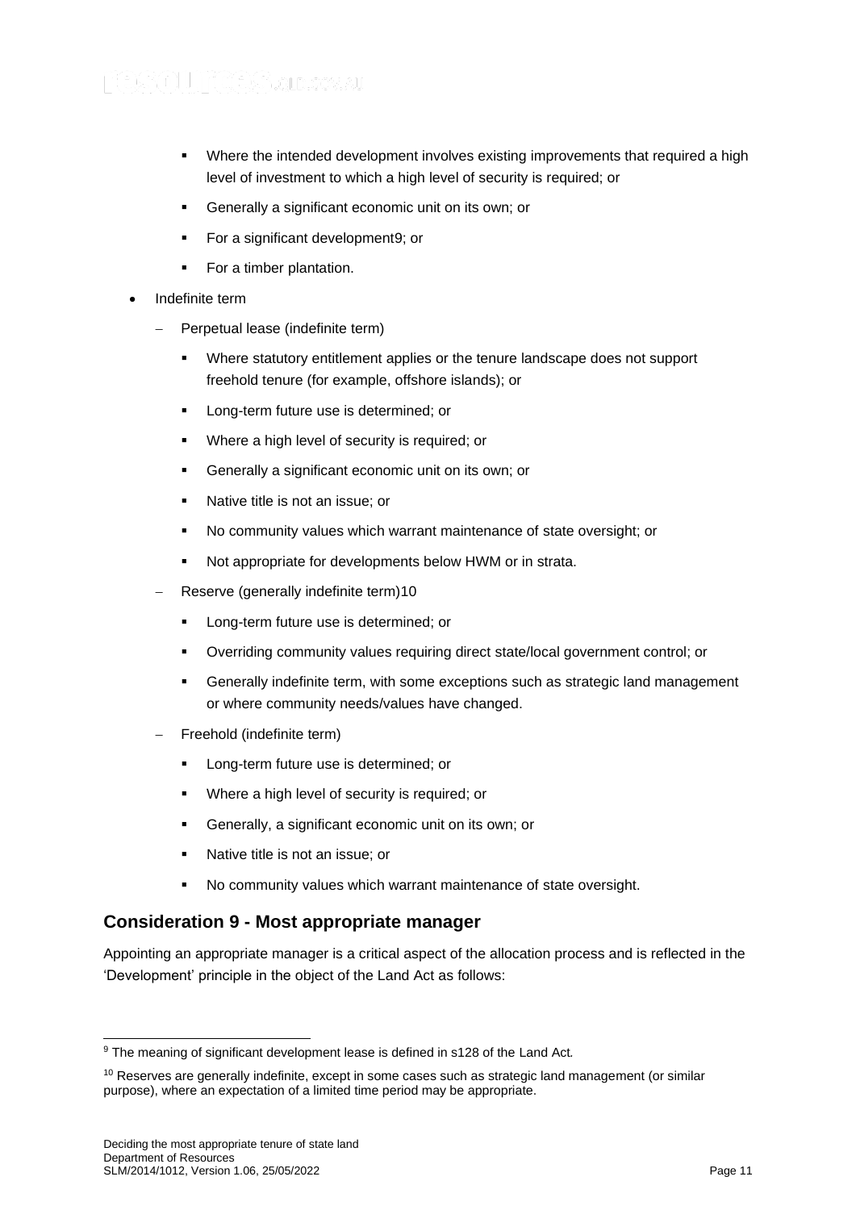- Where the intended development involves existing improvements that required a high level of investment to which a high level of security is required; or
    - Generally a significant economic unit on its own; or
    - For a significant development[9]; or
    - For a timber plantation.
- Indefinite term
  - Perpetual lease (indefinite term)
    - Where statutory entitlement applies or the tenure landscape does not support freehold tenure (for example, offshore islands); or
    - Long-term future use is determined; or
    - Where a high level of security is required; or
    - Generally a significant economic unit on its own; or
    - Native title is not an issue; or
    - No community values which warrant maintenance of state oversight; or
    - Not appropriate for developments below HWM or in strata.
  - Reserve (generally indefinite term)[10]
    - Long-term future use is determined; or
    - Overriding community values requiring direct state/local government control; or
    - Generally indefinite term, with some exceptions such as strategic land management or where community needs/values have changed.
  - Freehold (indefinite term)
    - Long-term future use is determined; or
    - Where a high level of security is required; or
    - Generally, a significant economic unit on its own; or
    - Native title is not an issue; or
    - No community values which warrant maintenance of state oversight.

## Consideration 9 - Most appropriate manager

Appointing an appropriate manager is a critical aspect of the allocation process and is reflected in the 'Development' principle in the object of the Land Act as follows:

[9] The meaning of significant development lease is defined in s128 of the Land Act.

[10] Reserves are generally indefinite, except in some cases such as strategic land management (or similar purpose), where an expectation of a limited time period may be appropriate.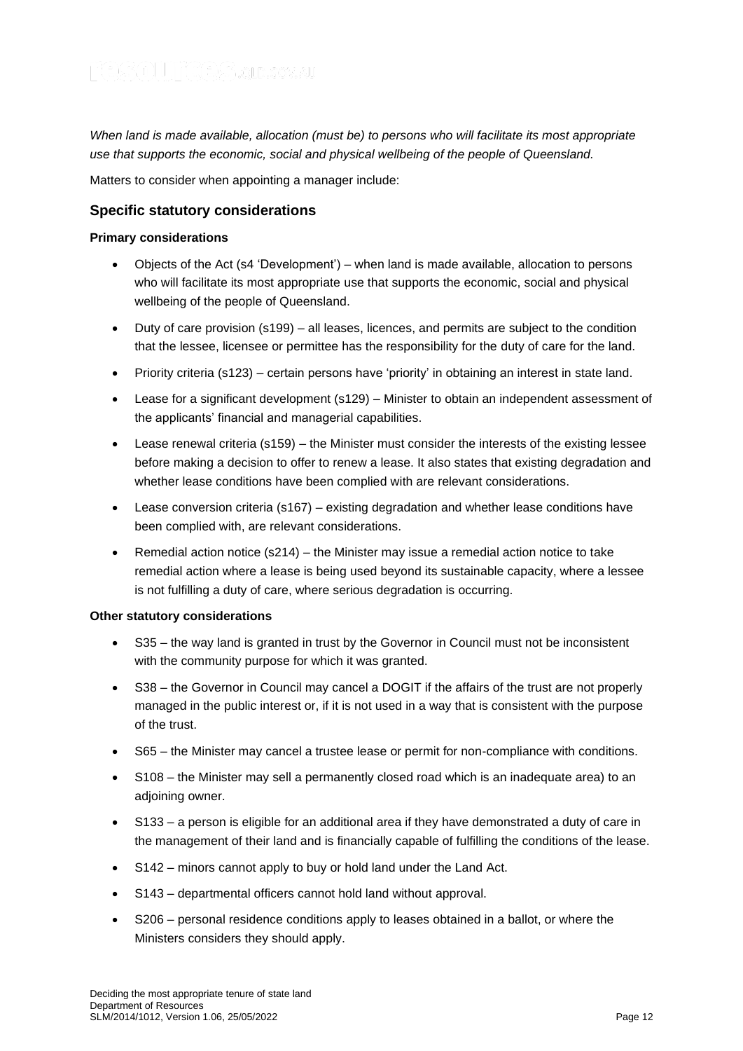*When land is made available, allocation (must be) to persons who will facilitate its most appropriate use that supports the economic, social and physical wellbeing of the people of Queensland.*

Matters to consider when appointing a manager include:

## Specific statutory considerations

**Primary considerations**

- Objects of the Act (s4 'Development') – when land is made available, allocation to persons who will facilitate its most appropriate use that supports the economic, social and physical wellbeing of the people of Queensland.
- Duty of care provision (s199) – all leases, licences, and permits are subject to the condition that the lessee, licensee or permittee has the responsibility for the duty of care for the land.
- Priority criteria (s123) – certain persons have 'priority' in obtaining an interest in state land.
- Lease for a significant development (s129) – Minister to obtain an independent assessment of the applicants' financial and managerial capabilities.
- Lease renewal criteria (s159) – the Minister must consider the interests of the existing lessee before making a decision to offer to renew a lease. It also states that existing degradation and whether lease conditions have been complied with are relevant considerations.
- Lease conversion criteria (s167) – existing degradation and whether lease conditions have been complied with, are relevant considerations.
- Remedial action notice (s214) – the Minister may issue a remedial action notice to take remedial action where a lease is being used beyond its sustainable capacity, where a lessee is not fulfilling a duty of care, where serious degradation is occurring.

**Other statutory considerations**

- S35 – the way land is granted in trust by the Governor in Council must not be inconsistent with the community purpose for which it was granted.
- S38 – the Governor in Council may cancel a DOGIT if the affairs of the trust are not properly managed in the public interest or, if it is not used in a way that is consistent with the purpose of the trust.
- S65 – the Minister may cancel a trustee lease or permit for non-compliance with conditions.
- S108 – the Minister may sell a permanently closed road which is an inadequate area) to an adjoining owner.
- S133 – a person is eligible for an additional area if they have demonstrated a duty of care in the management of their land and is financially capable of fulfilling the conditions of the lease.
- S142 – minors cannot apply to buy or hold land under the Land Act.
- S143 – departmental officers cannot hold land without approval.
- S206 – personal residence conditions apply to leases obtained in a ballot, or where the Ministers considers they should apply.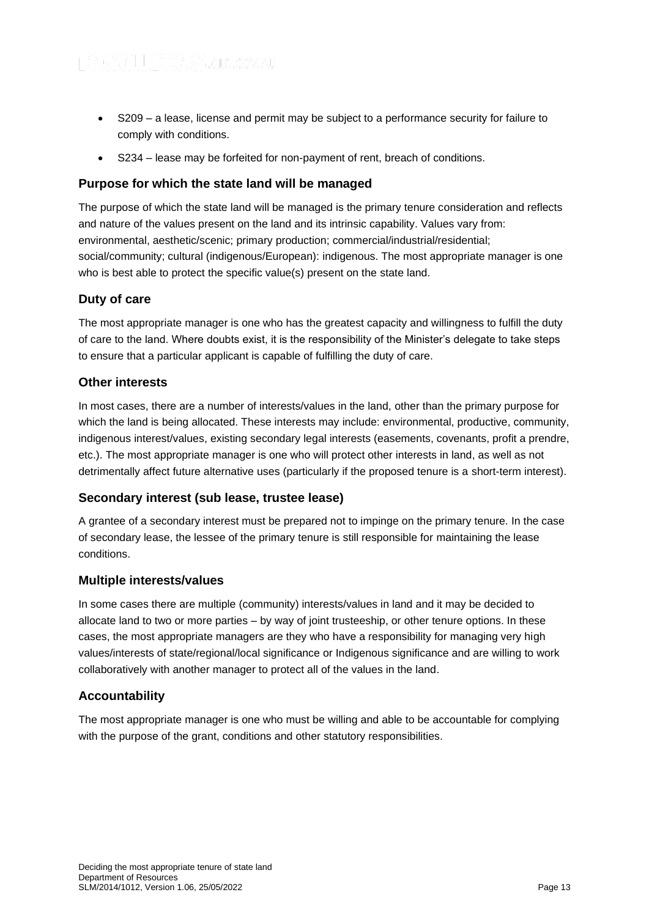- S209 – a lease, license and permit may be subject to a performance security for failure to comply with conditions.
- S234 – lease may be forfeited for non-payment of rent, breach of conditions.

### Purpose for which the state land will be managed

The purpose of which the state land will be managed is the primary tenure consideration and reflects and nature of the values present on the land and its intrinsic capability. Values vary from: environmental, aesthetic/scenic; primary production; commercial/industrial/residential; social/community; cultural (indigenous/European): indigenous. The most appropriate manager is one who is best able to protect the specific value(s) present on the state land.

### Duty of care

The most appropriate manager is one who has the greatest capacity and willingness to fulfill the duty of care to the land. Where doubts exist, it is the responsibility of the Minister's delegate to take steps to ensure that a particular applicant is capable of fulfilling the duty of care.

### Other interests

In most cases, there are a number of interests/values in the land, other than the primary purpose for which the land is being allocated. These interests may include: environmental, productive, community, indigenous interest/values, existing secondary legal interests (easements, covenants, profit a prendre, etc.). The most appropriate manager is one who will protect other interests in land, as well as not detrimentally affect future alternative uses (particularly if the proposed tenure is a short-term interest).

### Secondary interest (sub lease, trustee lease)

A grantee of a secondary interest must be prepared not to impinge on the primary tenure. In the case of secondary lease, the lessee of the primary tenure is still responsible for maintaining the lease conditions.

### Multiple interests/values

In some cases there are multiple (community) interests/values in land and it may be decided to allocate land to two or more parties – by way of joint trusteeship, or other tenure options. In these cases, the most appropriate managers are they who have a responsibility for managing very high values/interests of state/regional/local significance or Indigenous significance and are willing to work collaboratively with another manager to protect all of the values in the land.

### Accountability

The most appropriate manager is one who must be willing and able to be accountable for complying with the purpose of the grant, conditions and other statutory responsibilities.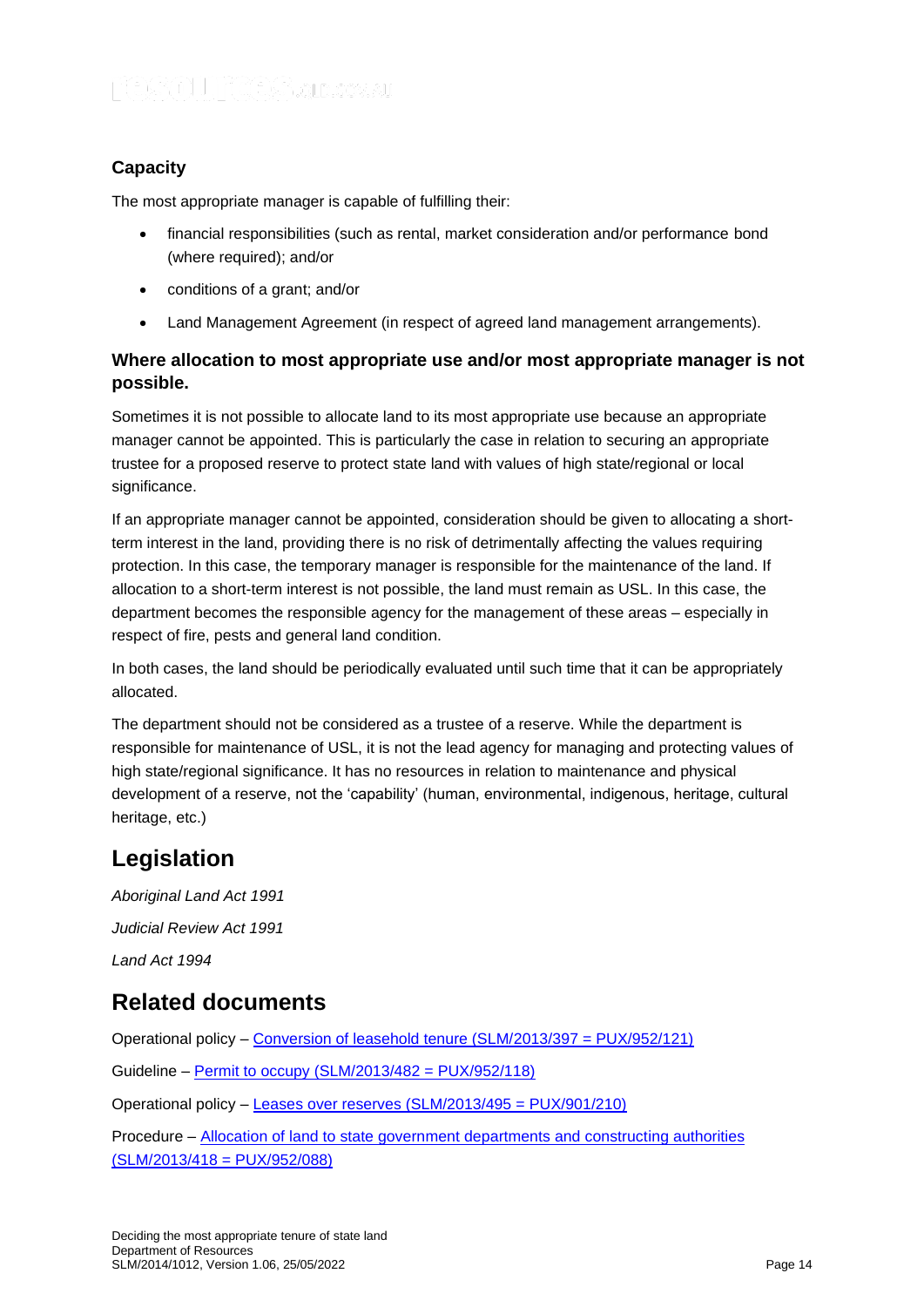### Capacity

The most appropriate manager is capable of fulfilling their:

- financial responsibilities (such as rental, market consideration and/or performance bond (where required); and/or
- conditions of a grant; and/or
- Land Management Agreement (in respect of agreed land management arrangements).

### Where allocation to most appropriate use and/or most appropriate manager is not possible.

Sometimes it is not possible to allocate land to its most appropriate use because an appropriate manager cannot be appointed. This is particularly the case in relation to securing an appropriate trustee for a proposed reserve to protect state land with values of high state/regional or local significance.

If an appropriate manager cannot be appointed, consideration should be given to allocating a short-term interest in the land, providing there is no risk of detrimentally affecting the values requiring protection. In this case, the temporary manager is responsible for the maintenance of the land. If allocation to a short-term interest is not possible, the land must remain as USL. In this case, the department becomes the responsible agency for the management of these areas – especially in respect of fire, pests and general land condition.

In both cases, the land should be periodically evaluated until such time that it can be appropriately allocated.

The department should not be considered as a trustee of a reserve. While the department is responsible for maintenance of USL, it is not the lead agency for managing and protecting values of high state/regional significance. It has no resources in relation to maintenance and physical development of a reserve, not the 'capability' (human, environmental, indigenous, heritage, cultural heritage, etc.)

## Legislation

*Aboriginal Land Act 1991*

*Judicial Review Act 1991*

*Land Act 1994*

## Related documents

Operational policy – Conversion of leasehold tenure (SLM/2013/397 = PUX/952/121)

Guideline – Permit to occupy (SLM/2013/482 = PUX/952/118)

Operational policy – Leases over reserves (SLM/2013/495 = PUX/901/210)

Procedure – Allocation of land to state government departments and constructing authorities (SLM/2013/418 = PUX/952/088)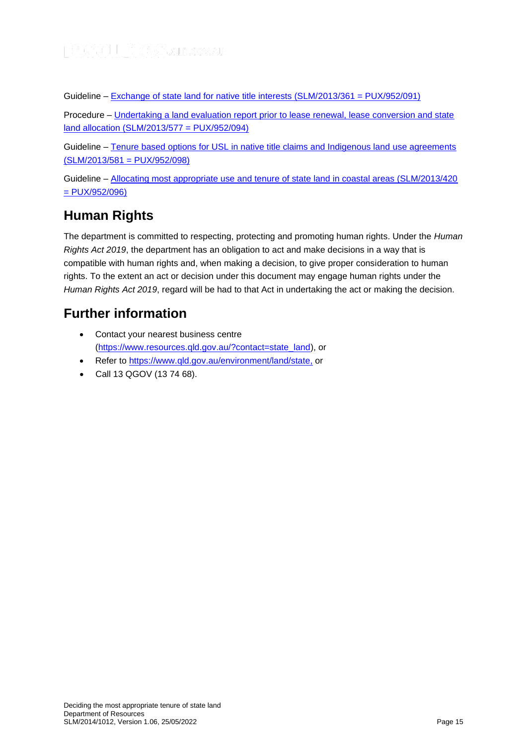Guideline – Exchange of state land for native title interests (SLM/2013/361 = PUX/952/091)

Procedure – Undertaking a land evaluation report prior to lease renewal, lease conversion and state land allocation (SLM/2013/577 = PUX/952/094)

Guideline – Tenure based options for USL in native title claims and Indigenous land use agreements (SLM/2013/581 = PUX/952/098)

Guideline – Allocating most appropriate use and tenure of state land in coastal areas (SLM/2013/420 = PUX/952/096)

## Human Rights

The department is committed to respecting, protecting and promoting human rights. Under the *Human Rights Act 2019*, the department has an obligation to act and make decisions in a way that is compatible with human rights and, when making a decision, to give proper consideration to human rights. To the extent an act or decision under this document may engage human rights under the *Human Rights Act 2019*, regard will be had to that Act in undertaking the act or making the decision.

## Further information

- Contact your nearest business centre (https://www.resources.qld.gov.au/?contact=state_land), or
- Refer to https://www.qld.gov.au/environment/land/state, or
- Call 13 QGOV (13 74 68).